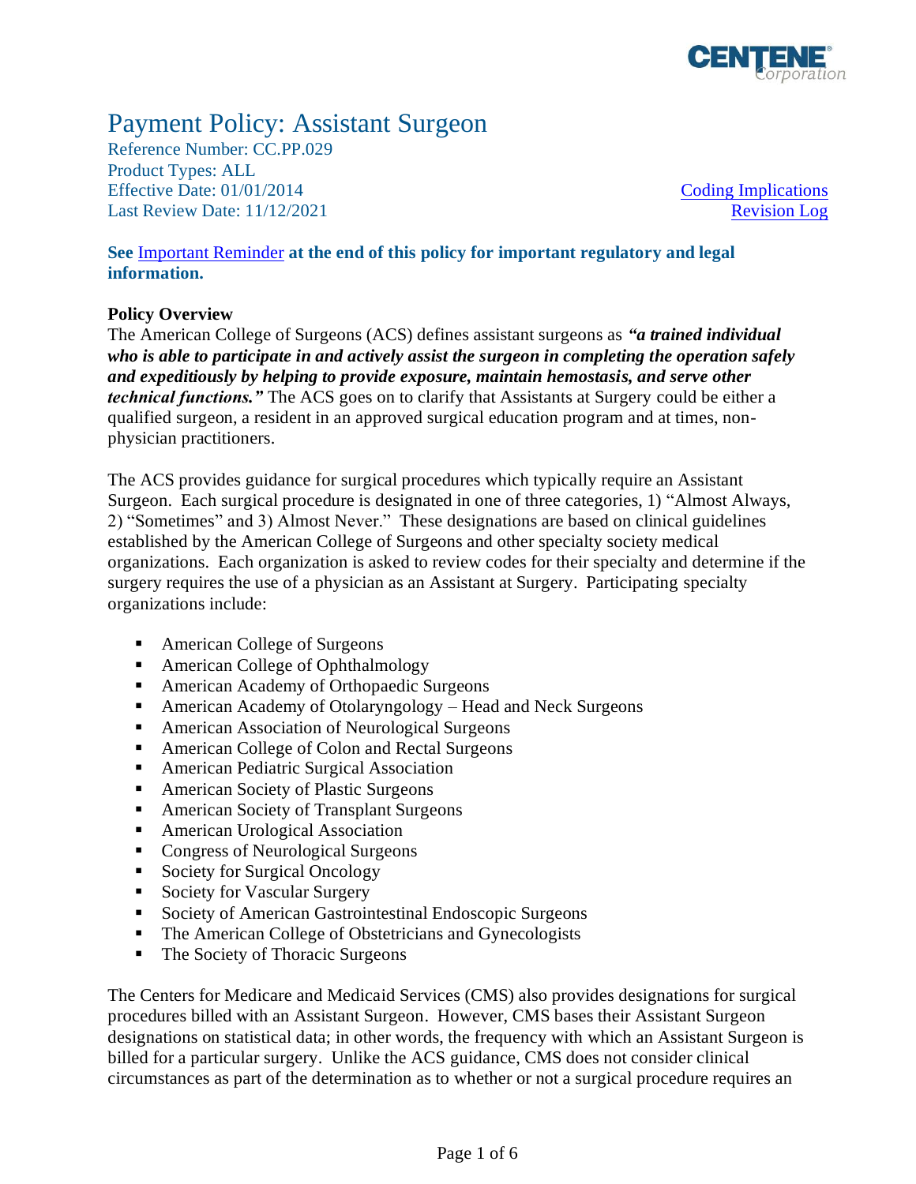# Payment Policy: Assistant Surgeon

Reference Number: CC.PP.029
Product Types: ALL
Effective Date: 01/01/2014
Last Review Date: 11/12/2021

Coding Implications
Revision Log

**See Important Reminder at the end of this policy for important regulatory and legal information.**

## Policy Overview

The American College of Surgeons (ACS) defines assistant surgeons as ***"a trained individual who is able to participate in and actively assist the surgeon in completing the operation safely and expeditiously by helping to provide exposure, maintain hemostasis, and serve other technical functions."*** The ACS goes on to clarify that Assistants at Surgery could be either a qualified surgeon, a resident in an approved surgical education program and at times, non-physician practitioners.

The ACS provides guidance for surgical procedures which typically require an Assistant Surgeon. Each surgical procedure is designated in one of three categories, 1) "Almost Always, 2) "Sometimes" and 3) Almost Never." These designations are based on clinical guidelines established by the American College of Surgeons and other specialty society medical organizations. Each organization is asked to review codes for their specialty and determine if the surgery requires the use of a physician as an Assistant at Surgery. Participating specialty organizations include:

- American College of Surgeons
- American College of Ophthalmology
- American Academy of Orthopaedic Surgeons
- American Academy of Otolaryngology – Head and Neck Surgeons
- American Association of Neurological Surgeons
- American College of Colon and Rectal Surgeons
- American Pediatric Surgical Association
- American Society of Plastic Surgeons
- American Society of Transplant Surgeons
- American Urological Association
- Congress of Neurological Surgeons
- Society for Surgical Oncology
- Society for Vascular Surgery
- Society of American Gastrointestinal Endoscopic Surgeons
- The American College of Obstetricians and Gynecologists
- The Society of Thoracic Surgeons

The Centers for Medicare and Medicaid Services (CMS) also provides designations for surgical procedures billed with an Assistant Surgeon. However, CMS bases their Assistant Surgeon designations on statistical data; in other words, the frequency with which an Assistant Surgeon is billed for a particular surgery. Unlike the ACS guidance, CMS does not consider clinical circumstances as part of the determination as to whether or not a surgical procedure requires an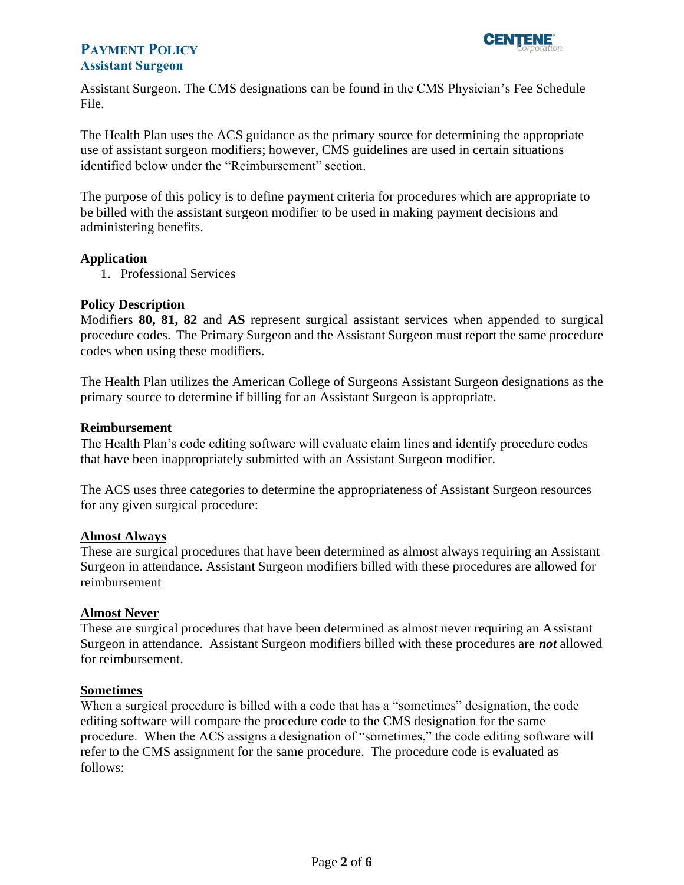Assistant Surgeon. The CMS designations can be found in the CMS Physician's Fee Schedule File.

The Health Plan uses the ACS guidance as the primary source for determining the appropriate use of assistant surgeon modifiers; however, CMS guidelines are used in certain situations identified below under the "Reimbursement" section.

The purpose of this policy is to define payment criteria for procedures which are appropriate to be billed with the assistant surgeon modifier to be used in making payment decisions and administering benefits.

### Application

1. Professional Services

### Policy Description

Modifiers **80, 81, 82** and **AS** represent surgical assistant services when appended to surgical procedure codes. The Primary Surgeon and the Assistant Surgeon must report the same procedure codes when using these modifiers.

The Health Plan utilizes the American College of Surgeons Assistant Surgeon designations as the primary source to determine if billing for an Assistant Surgeon is appropriate.

### Reimbursement

The Health Plan's code editing software will evaluate claim lines and identify procedure codes that have been inappropriately submitted with an Assistant Surgeon modifier.

The ACS uses three categories to determine the appropriateness of Assistant Surgeon resources for any given surgical procedure:

#### Almost Always

These are surgical procedures that have been determined as almost always requiring an Assistant Surgeon in attendance. Assistant Surgeon modifiers billed with these procedures are allowed for reimbursement

#### Almost Never

These are surgical procedures that have been determined as almost never requiring an Assistant Surgeon in attendance. Assistant Surgeon modifiers billed with these procedures are ***not*** allowed for reimbursement.

#### Sometimes

When a surgical procedure is billed with a code that has a "sometimes" designation, the code editing software will compare the procedure code to the CMS designation for the same procedure. When the ACS assigns a designation of "sometimes," the code editing software will refer to the CMS assignment for the same procedure. The procedure code is evaluated as follows: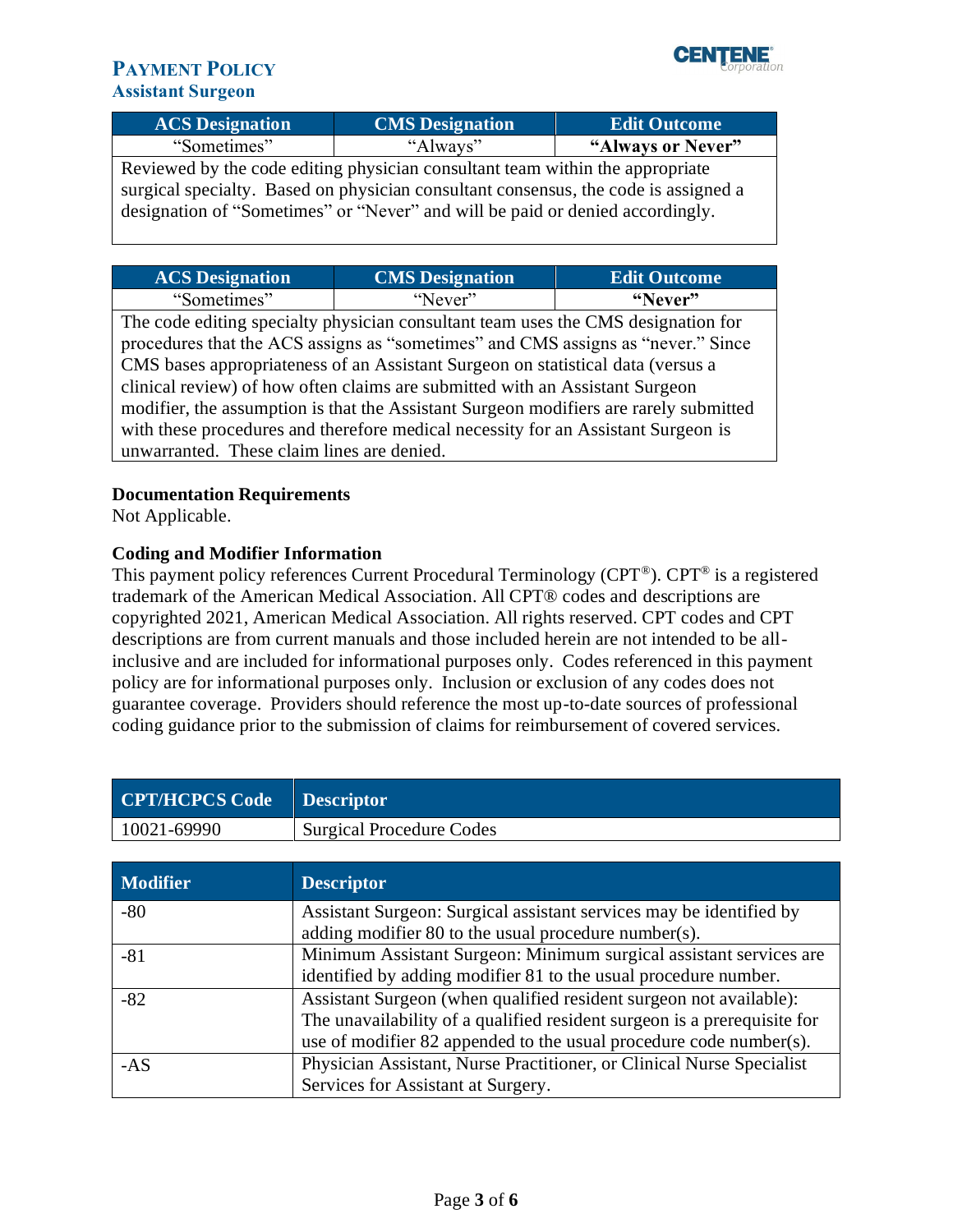| ACS Designation | CMS Designation | Edit Outcome |
| --- | --- | --- |
| "Sometimes" | "Always" | **"Always or Never"** |
| Reviewed by the code editing physician consultant team within the appropriate surgical specialty. Based on physician consultant consensus, the code is assigned a designation of "Sometimes" or "Never" and will be paid or denied accordingly. | | |

| ACS Designation | CMS Designation | Edit Outcome |
| --- | --- | --- |
| "Sometimes" | "Never" | **"Never"** |
| The code editing specialty physician consultant team uses the CMS designation for procedures that the ACS assigns as "sometimes" and CMS assigns as "never." Since CMS bases appropriateness of an Assistant Surgeon on statistical data (versus a clinical review) of how often claims are submitted with an Assistant Surgeon modifier, the assumption is that the Assistant Surgeon modifiers are rarely submitted with these procedures and therefore medical necessity for an Assistant Surgeon is unwarranted. These claim lines are denied. | | |

**Documentation Requirements**

Not Applicable.

**Coding and Modifier Information**

This payment policy references Current Procedural Terminology (CPT®). CPT® is a registered trademark of the American Medical Association. All CPT® codes and descriptions are copyrighted 2021, American Medical Association. All rights reserved. CPT codes and CPT descriptions are from current manuals and those included herein are not intended to be all-inclusive and are included for informational purposes only. Codes referenced in this payment policy are for informational purposes only. Inclusion or exclusion of any codes does not guarantee coverage. Providers should reference the most up-to-date sources of professional coding guidance prior to the submission of claims for reimbursement of covered services.

| CPT/HCPCS Code | Descriptor |
| --- | --- |
| 10021-69990 | Surgical Procedure Codes |

| Modifier | Descriptor |
| --- | --- |
| -80 | Assistant Surgeon: Surgical assistant services may be identified by adding modifier 80 to the usual procedure number(s). |
| -81 | Minimum Assistant Surgeon: Minimum surgical assistant services are identified by adding modifier 81 to the usual procedure number. |
| -82 | Assistant Surgeon (when qualified resident surgeon not available): The unavailability of a qualified resident surgeon is a prerequisite for use of modifier 82 appended to the usual procedure code number(s). |
| -AS | Physician Assistant, Nurse Practitioner, or Clinical Nurse Specialist Services for Assistant at Surgery. |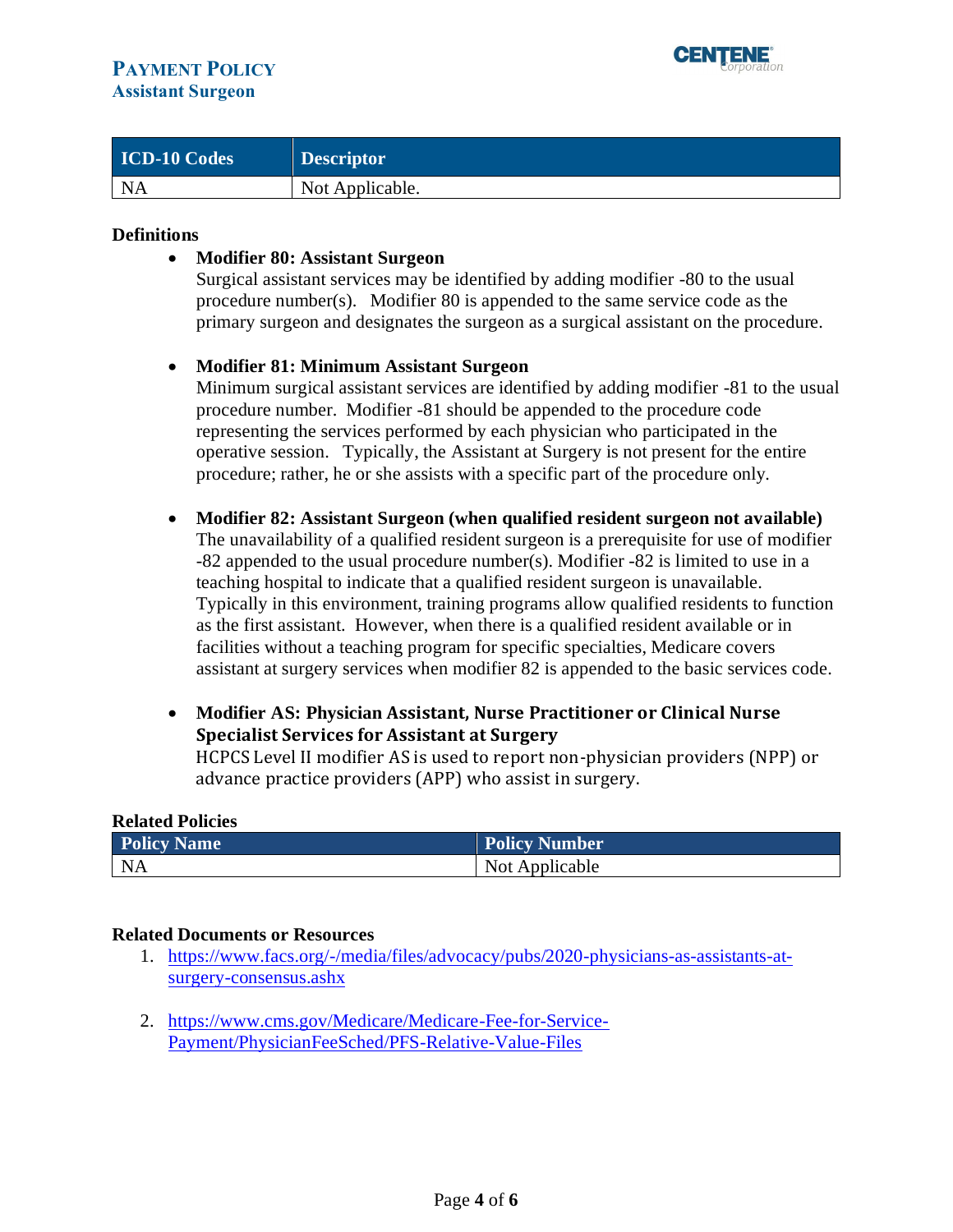| ICD-10 Codes | Descriptor |
|---|---|
| NA | Not Applicable. |

**Definitions**

- **Modifier 80: Assistant Surgeon**
  Surgical assistant services may be identified by adding modifier -80 to the usual procedure number(s). Modifier 80 is appended to the same service code as the primary surgeon and designates the surgeon as a surgical assistant on the procedure.

- **Modifier 81: Minimum Assistant Surgeon**
  Minimum surgical assistant services are identified by adding modifier -81 to the usual procedure number. Modifier -81 should be appended to the procedure code representing the services performed by each physician who participated in the operative session. Typically, the Assistant at Surgery is not present for the entire procedure; rather, he or she assists with a specific part of the procedure only.

- **Modifier 82: Assistant Surgeon (when qualified resident surgeon not available)**
  The unavailability of a qualified resident surgeon is a prerequisite for use of modifier -82 appended to the usual procedure number(s). Modifier -82 is limited to use in a teaching hospital to indicate that a qualified resident surgeon is unavailable. Typically in this environment, training programs allow qualified residents to function as the first assistant. However, when there is a qualified resident available or in facilities without a teaching program for specific specialties, Medicare covers assistant at surgery services when modifier 82 is appended to the basic services code.

- **Modifier AS: Physician Assistant, Nurse Practitioner or Clinical Nurse Specialist Services for Assistant at Surgery**
  HCPCS Level II modifier AS is used to report non-physician providers (NPP) or advance practice providers (APP) who assist in surgery.

**Related Policies**

| Policy Name | Policy Number |
|---|---|
| NA | Not Applicable |

**Related Documents or Resources**

1. https://www.facs.org/-/media/files/advocacy/pubs/2020-physicians-as-assistants-at-surgery-consensus.ashx

2. https://www.cms.gov/Medicare/Medicare-Fee-for-Service-Payment/PhysicianFeeSched/PFS-Relative-Value-Files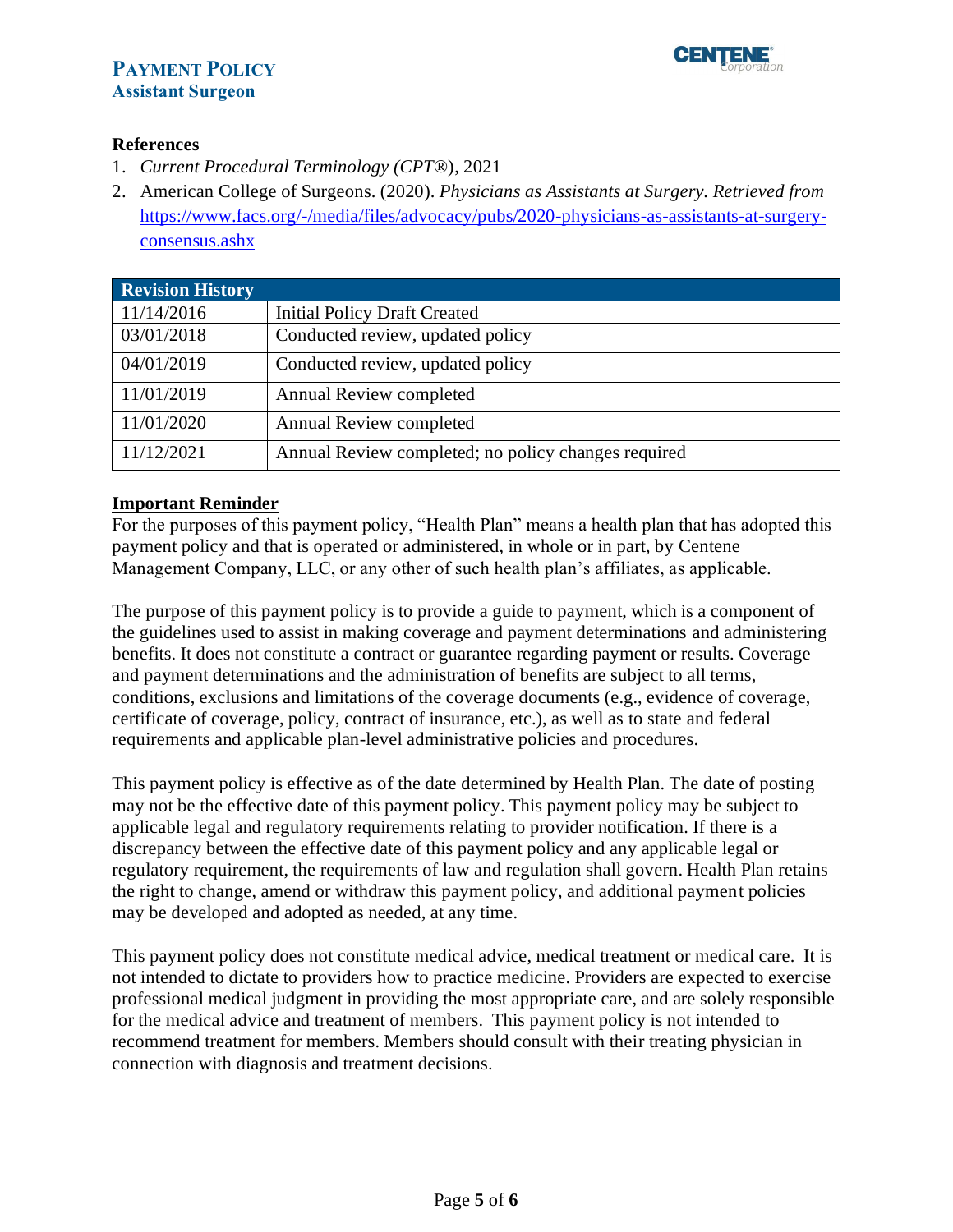### References

1. *Current Procedural Terminology (CPT®)*, 2021
2. American College of Surgeons. (2020). *Physicians as Assistants at Surgery. Retrieved from* [https://www.facs.org/-/media/files/advocacy/pubs/2020-physicians-as-assistants-at-surgery-consensus.ashx](https://www.facs.org/-/media/files/advocacy/pubs/2020-physicians-as-assistants-at-surgery-consensus.ashx)

| Revision History | |
|---|---|
| 11/14/2016 | Initial Policy Draft Created |
| 03/01/2018 | Conducted review, updated policy |
| 04/01/2019 | Conducted review, updated policy |
| 11/01/2019 | Annual Review completed |
| 11/01/2020 | Annual Review completed |
| 11/12/2021 | Annual Review completed; no policy changes required |

**Important Reminder**

For the purposes of this payment policy, "Health Plan" means a health plan that has adopted this payment policy and that is operated or administered, in whole or in part, by Centene Management Company, LLC, or any other of such health plan's affiliates, as applicable.

The purpose of this payment policy is to provide a guide to payment, which is a component of the guidelines used to assist in making coverage and payment determinations and administering benefits. It does not constitute a contract or guarantee regarding payment or results. Coverage and payment determinations and the administration of benefits are subject to all terms, conditions, exclusions and limitations of the coverage documents (e.g., evidence of coverage, certificate of coverage, policy, contract of insurance, etc.), as well as to state and federal requirements and applicable plan-level administrative policies and procedures.

This payment policy is effective as of the date determined by Health Plan. The date of posting may not be the effective date of this payment policy. This payment policy may be subject to applicable legal and regulatory requirements relating to provider notification. If there is a discrepancy between the effective date of this payment policy and any applicable legal or regulatory requirement, the requirements of law and regulation shall govern. Health Plan retains the right to change, amend or withdraw this payment policy, and additional payment policies may be developed and adopted as needed, at any time.

This payment policy does not constitute medical advice, medical treatment or medical care. It is not intended to dictate to providers how to practice medicine. Providers are expected to exercise professional medical judgment in providing the most appropriate care, and are solely responsible for the medical advice and treatment of members. This payment policy is not intended to recommend treatment for members. Members should consult with their treating physician in connection with diagnosis and treatment decisions.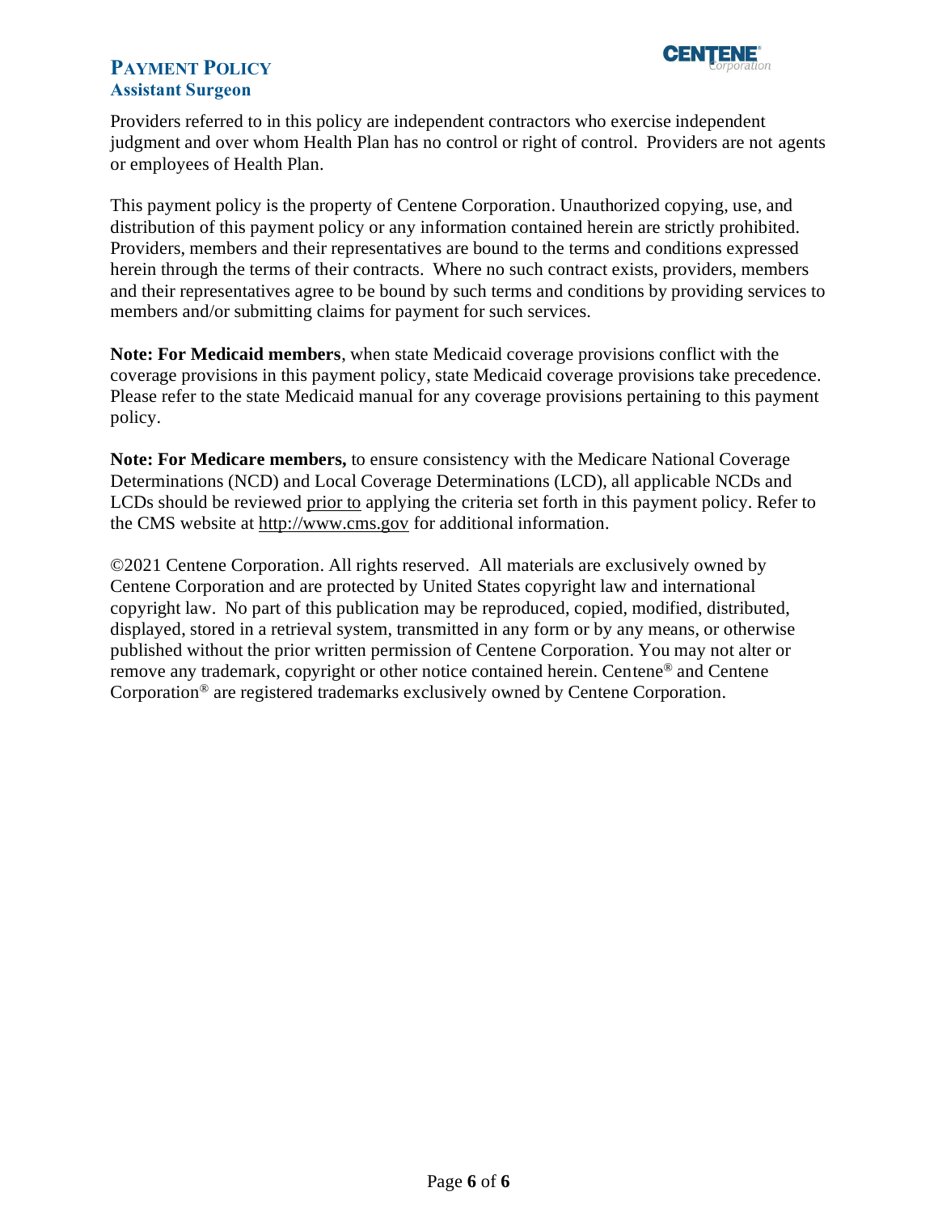Providers referred to in this policy are independent contractors who exercise independent judgment and over whom Health Plan has no control or right of control. Providers are not agents or employees of Health Plan.

This payment policy is the property of Centene Corporation. Unauthorized copying, use, and distribution of this payment policy or any information contained herein are strictly prohibited. Providers, members and their representatives are bound to the terms and conditions expressed herein through the terms of their contracts. Where no such contract exists, providers, members and their representatives agree to be bound by such terms and conditions by providing services to members and/or submitting claims for payment for such services.

**Note: For Medicaid members**, when state Medicaid coverage provisions conflict with the coverage provisions in this payment policy, state Medicaid coverage provisions take precedence. Please refer to the state Medicaid manual for any coverage provisions pertaining to this payment policy.

**Note: For Medicare members,** to ensure consistency with the Medicare National Coverage Determinations (NCD) and Local Coverage Determinations (LCD), all applicable NCDs and LCDs should be reviewed prior to applying the criteria set forth in this payment policy. Refer to the CMS website at http://www.cms.gov for additional information.

©2021 Centene Corporation. All rights reserved. All materials are exclusively owned by Centene Corporation and are protected by United States copyright law and international copyright law. No part of this publication may be reproduced, copied, modified, distributed, displayed, stored in a retrieval system, transmitted in any form or by any means, or otherwise published without the prior written permission of Centene Corporation. You may not alter or remove any trademark, copyright or other notice contained herein. Centene® and Centene Corporation® are registered trademarks exclusively owned by Centene Corporation.